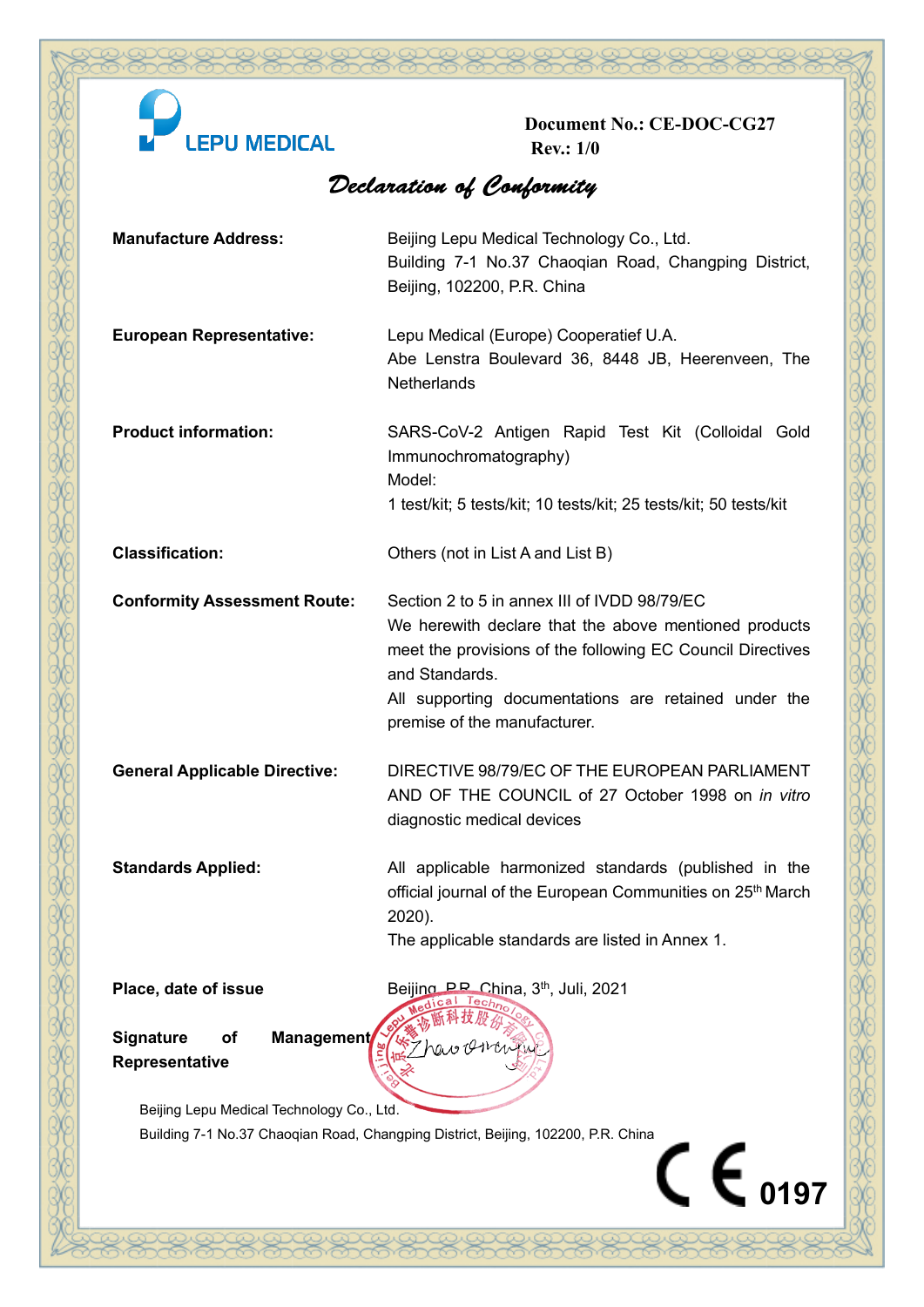LEPU MEDICAL

**Document No.: CE-DOC-CG27**
**Rev.: 1/0**

# *Declaration of Conformity*

| | |
|---|---|
| **Manufacture Address:** | Beijing Lepu Medical Technology Co., Ltd.<br>Building 7-1 No.37 Chaoqian Road, Changping District, Beijing, 102200, P.R. China |
| **European Representative:** | Lepu Medical (Europe) Cooperatief U.A.<br>Abe Lenstra Boulevard 36, 8448 JB, Heerenveen, The Netherlands |
| **Product information:** | SARS-CoV-2 Antigen Rapid Test Kit (Colloidal Gold Immunochromatography)<br>Model:<br>1 test/kit; 5 tests/kit; 10 tests/kit; 25 tests/kit; 50 tests/kit |
| **Classification:** | Others (not in List A and List B) |
| **Conformity Assessment Route:** | Section 2 to 5 in annex III of IVDD 98/79/EC<br>We herewith declare that the above mentioned products meet the provisions of the following EC Council Directives and Standards.<br>All supporting documentations are retained under the premise of the manufacturer. |
| **General Applicable Directive:** | DIRECTIVE 98/79/EC OF THE EUROPEAN PARLIAMENT AND OF THE COUNCIL of 27 October 1998 on *in vitro* diagnostic medical devices |
| **Standards Applied:** | All applicable harmonized standards (published in the official journal of the European Communities on 25th March 2020).<br>The applicable standards are listed in Annex 1. |
| **Place, date of issue** | Beijing, P.R. China, 3th, Juli, 2021 |
| **Signature of Management Representative** | Zhao Wenyu (signature, stamp: 北京乐普诊断科技股份有限公司 Beijing Lepu Medical Technology Co., Ltd.) |

Beijing Lepu Medical Technology Co., Ltd.
Building 7-1 No.37 Chaoqian Road, Changping District, Beijing, 102200, P.R. China

CE 0197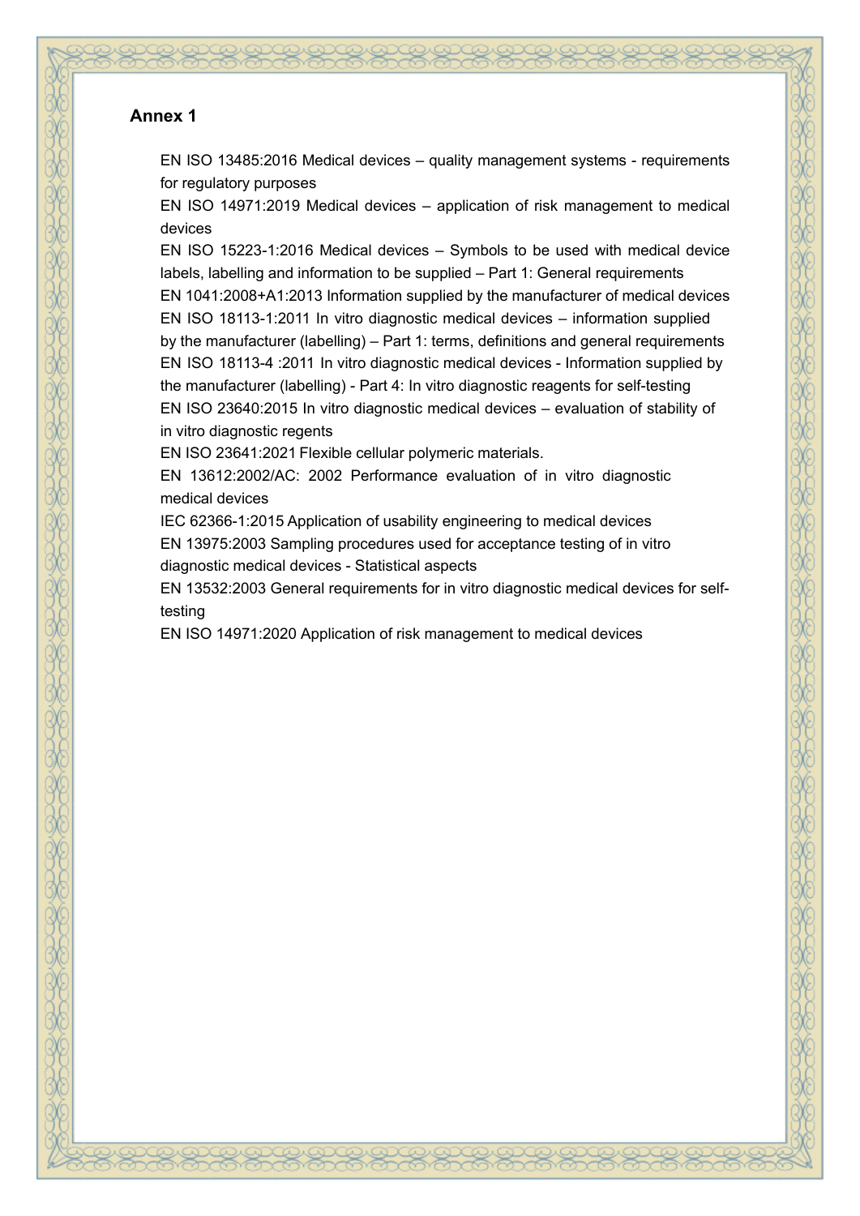## Annex 1

EN ISO 13485:2016 Medical devices – quality management systems - requirements for regulatory purposes

EN ISO 14971:2019 Medical devices – application of risk management to medical devices

EN ISO 15223-1:2016 Medical devices – Symbols to be used with medical device labels, labelling and information to be supplied – Part 1: General requirements

EN 1041:2008+A1:2013 Information supplied by the manufacturer of medical devices

EN ISO 18113-1:2011 In vitro diagnostic medical devices – information supplied by the manufacturer (labelling) – Part 1: terms, definitions and general requirements

EN ISO 18113-4 :2011 In vitro diagnostic medical devices - Information supplied by the manufacturer (labelling) - Part 4: In vitro diagnostic reagents for self-testing

EN ISO 23640:2015 In vitro diagnostic medical devices – evaluation of stability of in vitro diagnostic regents

EN ISO 23641:2021 Flexible cellular polymeric materials.

EN 13612:2002/AC: 2002 Performance evaluation of in vitro diagnostic medical devices

IEC 62366-1:2015 Application of usability engineering to medical devices

EN 13975:2003 Sampling procedures used for acceptance testing of in vitro diagnostic medical devices - Statistical aspects

EN 13532:2003 General requirements for in vitro diagnostic medical devices for self-testing

EN ISO 14971:2020 Application of risk management to medical devices